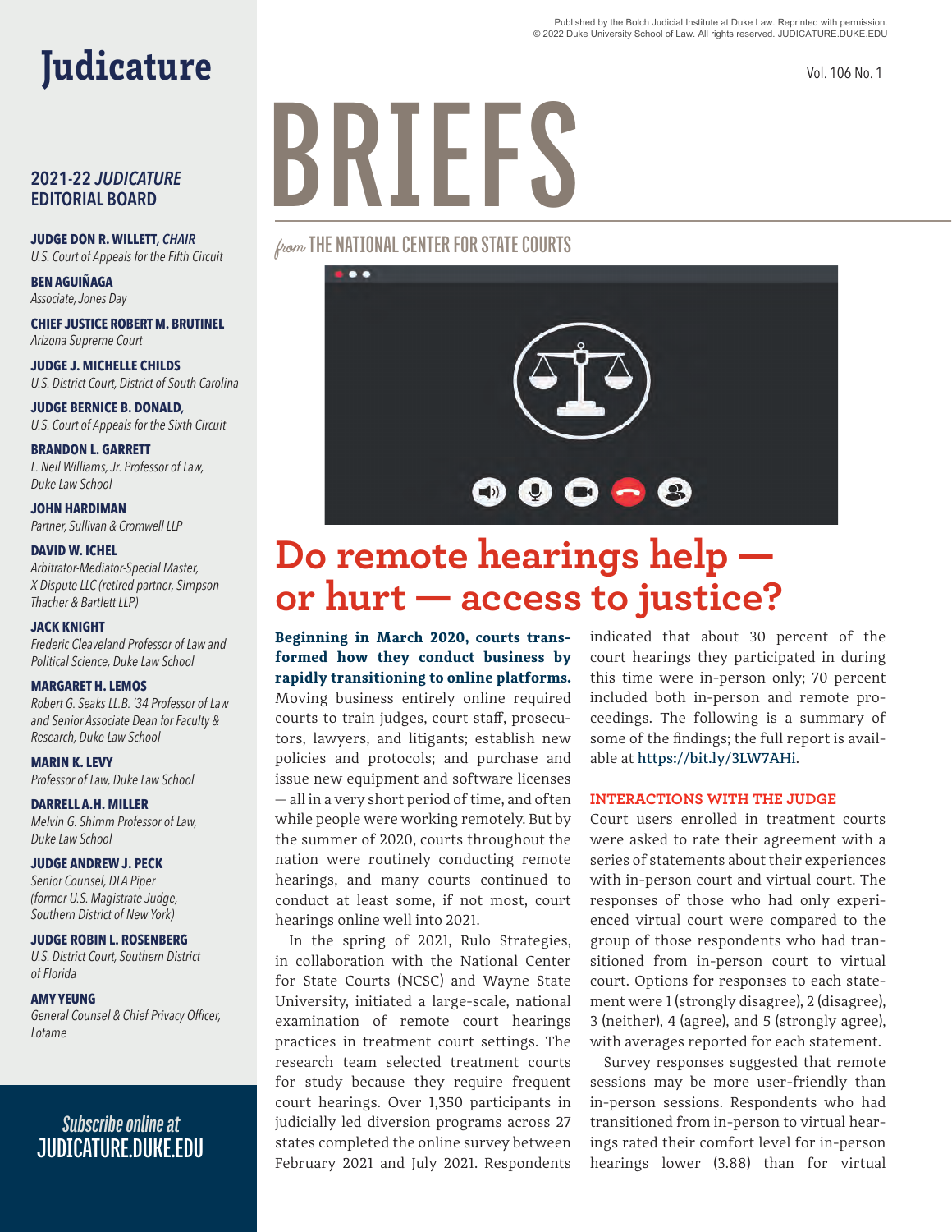Published by the Bolch Judicial Institute at Duke Law. Reprinted with permission.
© 2022 Duke University School of Law. All rights reserved. JUDICATURE.DUKE.EDU

# Judicature

## 2021-22 *JUDICATURE* EDITORIAL BOARD

**JUDGE DON R. WILLETT,** *CHAIR*
*U.S. Court of Appeals for the Fifth Circuit*

**BEN AGUIÑAGA**
*Associate, Jones Day*

**CHIEF JUSTICE ROBERT M. BRUTINEL**
*Arizona Supreme Court*

**JUDGE J. MICHELLE CHILDS**
*U.S. District Court, District of South Carolina*

**JUDGE BERNICE B. DONALD,**
*U.S. Court of Appeals for the Sixth Circuit*

**BRANDON L. GARRETT**
*L. Neil Williams, Jr. Professor of Law, Duke Law School*

**JOHN HARDIMAN**
*Partner, Sullivan & Cromwell LLP*

**DAVID W. ICHEL**
*Arbitrator-Mediator-Special Master, X-Dispute LLC (retired partner, Simpson Thacher & Bartlett LLP)*

**JACK KNIGHT**
*Frederic Cleaveland Professor of Law and Political Science, Duke Law School*

**MARGARET H. LEMOS**
*Robert G. Seaks LL.B. '34 Professor of Law and Senior Associate Dean for Faculty & Research, Duke Law School*

**MARIN K. LEVY**
*Professor of Law, Duke Law School*

**DARRELL A.H. MILLER**
*Melvin G. Shimm Professor of Law, Duke Law School*

**JUDGE ANDREW J. PECK**
*Senior Counsel, DLA Piper (former U.S. Magistrate Judge, Southern District of New York)*

**JUDGE ROBIN L. ROSENBERG**
*U.S. District Court, Southern District of Florida*

**AMY YEUNG**
*General Counsel & Chief Privacy Officer, Lotame*

*Subscribe online at*
**JUDICATURE.DUKE.EDU**

# BRIEFS

*from* THE NATIONAL CENTER FOR STATE COURTS

## Do remote hearings help — or hurt — access to justice?

**Beginning in March 2020, courts transformed how they conduct business by rapidly transitioning to online platforms.** Moving business entirely online required courts to train judges, court staff, prosecutors, lawyers, and litigants; establish new policies and protocols; and purchase and issue new equipment and software licenses — all in a very short period of time, and often while people were working remotely. But by the summer of 2020, courts throughout the nation were routinely conducting remote hearings, and many courts continued to conduct at least some, if not most, court hearings online well into 2021.

In the spring of 2021, Rulo Strategies, in collaboration with the National Center for State Courts (NCSC) and Wayne State University, initiated a large-scale, national examination of remote court hearings practices in treatment court settings. The research team selected treatment courts for study because they require frequent court hearings. Over 1,350 participants in judicially led diversion programs across 27 states completed the online survey between February 2021 and July 2021. Respondents indicated that about 30 percent of the court hearings they participated in during this time were in-person only; 70 percent included both in-person and remote proceedings. The following is a summary of some of the findings; the full report is available at https://bit.ly/3LW7AHi.

### INTERACTIONS WITH THE JUDGE

Court users enrolled in treatment courts were asked to rate their agreement with a series of statements about their experiences with in-person court and virtual court. The responses of those who had only experienced virtual court were compared to the group of those respondents who had transitioned from in-person court to virtual court. Options for responses to each statement were 1 (strongly disagree), 2 (disagree), 3 (neither), 4 (agree), and 5 (strongly agree), with averages reported for each statement.

Survey responses suggested that remote sessions may be more user-friendly than in-person sessions. Respondents who had transitioned from in-person to virtual hearings rated their comfort level for in-person hearings lower (3.88) than for virtual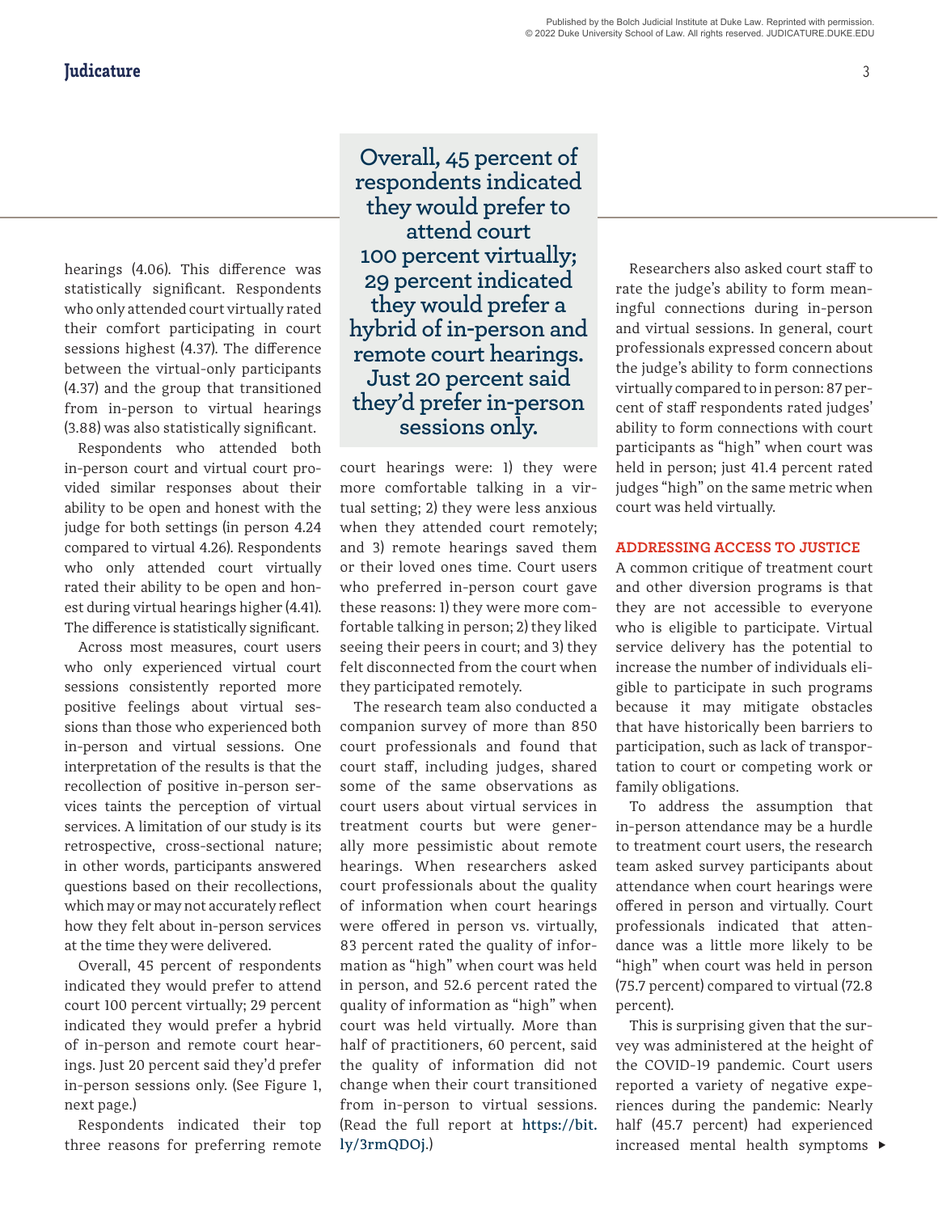hearings (4.06). This difference was statistically significant. Respondents who only attended court virtually rated their comfort participating in court sessions highest (4.37). The difference between the virtual-only participants (4.37) and the group that transitioned from in-person to virtual hearings (3.88) was also statistically significant.

Respondents who attended both in-person court and virtual court provided similar responses about their ability to be open and honest with the judge for both settings (in person 4.24 compared to virtual 4.26). Respondents who only attended court virtually rated their ability to be open and honest during virtual hearings higher (4.41). The difference is statistically significant.

Across most measures, court users who only experienced virtual court sessions consistently reported more positive feelings about virtual sessions than those who experienced both in-person and virtual sessions. One interpretation of the results is that the recollection of positive in-person services taints the perception of virtual services. A limitation of our study is its retrospective, cross-sectional nature; in other words, participants answered questions based on their recollections, which may or may not accurately reflect how they felt about in-person services at the time they were delivered.

Overall, 45 percent of respondents indicated they would prefer to attend court 100 percent virtually; 29 percent indicated they would prefer a hybrid of in-person and remote court hearings. Just 20 percent said they'd prefer in-person sessions only. (See Figure 1, next page.)

> **Overall, 45 percent of respondents indicated they would prefer to attend court 100 percent virtually; 29 percent indicated they would prefer a hybrid of in-person and remote court hearings. Just 20 percent said they'd prefer in-person sessions only.**

Respondents indicated their top three reasons for preferring remote court hearings were: 1) they were more comfortable talking in a virtual setting; 2) they were less anxious when they attended court remotely; and 3) remote hearings saved them or their loved ones time. Court users who preferred in-person court gave these reasons: 1) they were more comfortable talking in person; 2) they liked seeing their peers in court; and 3) they felt disconnected from the court when they participated remotely.

The research team also conducted a companion survey of more than 850 court professionals and found that court staff, including judges, shared some of the same observations as court users about virtual services in treatment courts but were generally more pessimistic about remote hearings. When researchers asked court professionals about the quality of information when court hearings were offered in person vs. virtually, 83 percent rated the quality of information as "high" when court was held in person, and 52.6 percent rated the quality of information as "high" when court was held virtually. More than half of practitioners, 60 percent, said the quality of information did not change when their court transitioned from in-person to virtual sessions. (Read the full report at https://bit.ly/3rmQDOj.)

Researchers also asked court staff to rate the judge's ability to form meaningful connections during in-person and virtual sessions. In general, court professionals expressed concern about the judge's ability to form connections virtually compared to in person: 87 percent of staff respondents rated judges' ability to form connections with court participants as "high" when court was held in person; just 41.4 percent rated judges "high" on the same metric when court was held virtually.

## ADDRESSING ACCESS TO JUSTICE

A common critique of treatment court and other diversion programs is that they are not accessible to everyone who is eligible to participate. Virtual service delivery has the potential to increase the number of individuals eligible to participate in such programs because it may mitigate obstacles that have historically been barriers to participation, such as lack of transportation to court or competing work or family obligations.

To address the assumption that in-person attendance may be a hurdle to treatment court users, the research team asked survey participants about attendance when court hearings were offered in person and virtually. Court professionals indicated that attendance was a little more likely to be "high" when court was held in person (75.7 percent) compared to virtual (72.8 percent).

This is surprising given that the survey was administered at the height of the COVID-19 pandemic. Court users reported a variety of negative experiences during the pandemic: Nearly half (45.7 percent) had experienced increased mental health symptoms ▸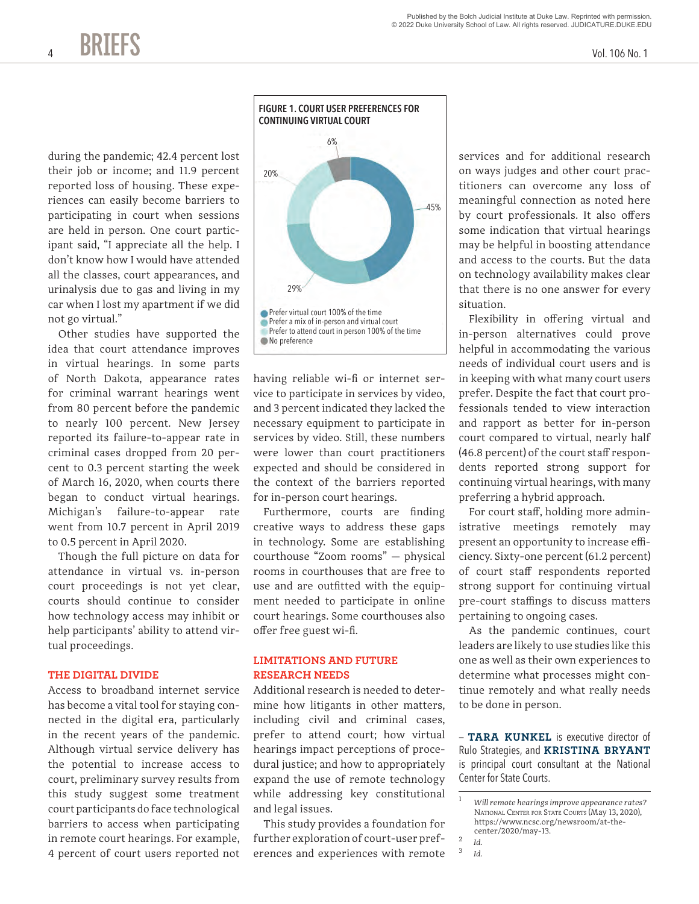during the pandemic; 42.4 percent lost their job or income; and 11.9 percent reported loss of housing. These experiences can easily become barriers to participating in court when sessions are held in person. One court participant said, "I appreciate all the help. I don't know how I would have attended all the classes, court appearances, and urinalysis due to gas and living in my car when I lost my apartment if we did not go virtual."

Other studies have supported the idea that court attendance improves in virtual hearings. In some parts of North Dakota, appearance rates for criminal warrant hearings went from 80 percent before the pandemic to nearly 100 percent. New Jersey reported its failure-to-appear rate in criminal cases dropped from 20 percent to 0.3 percent starting the week of March 16, 2020, when courts there began to conduct virtual hearings. Michigan's failure-to-appear rate went from 10.7 percent in April 2019 to 0.5 percent in April 2020.

Though the full picture on data for attendance in virtual vs. in-person court proceedings is not yet clear, courts should continue to consider how technology access may inhibit or help participants' ability to attend virtual proceedings.

**FIGURE 1. COURT USER PREFERENCES FOR CONTINUING VIRTUAL COURT**

6%
20%
45%
29%

Prefer virtual court 100% of the time
Prefer a mix of in-person and virtual court
Prefer to attend court in person 100% of the time
No preference

## THE DIGITAL DIVIDE

Access to broadband internet service has become a vital tool for staying connected in the digital era, particularly in the recent years of the pandemic. Although virtual service delivery has the potential to increase access to court, preliminary survey results from this study suggest some treatment court participants do face technological barriers to access when participating in remote court hearings. For example, 4 percent of court users reported not having reliable wi-fi or internet service to participate in services by video, and 3 percent indicated they lacked the necessary equipment to participate in services by video. Still, these numbers were lower than court practitioners expected and should be considered in the context of the barriers reported for in-person court hearings.

Furthermore, courts are finding creative ways to address these gaps in technology. Some are establishing courthouse "Zoom rooms" — physical rooms in courthouses that are free to use and are outfitted with the equipment needed to participate in online court hearings. Some courthouses also offer free guest wi-fi.

## LIMITATIONS AND FUTURE RESEARCH NEEDS

Additional research is needed to determine how litigants in other matters, including civil and criminal cases, prefer to attend court; how virtual hearings impact perceptions of procedural justice; and how to appropriately expand the use of remote technology while addressing key constitutional and legal issues.

This study provides a foundation for further exploration of court-user preferences and experiences with remote services and for additional research on ways judges and other court practitioners can overcome any loss of meaningful connection as noted here by court professionals. It also offers some indication that virtual hearings may be helpful in boosting attendance and access to the courts. But the data on technology availability makes clear that there is no one answer for every situation.

Flexibility in offering virtual and in-person alternatives could prove helpful in accommodating the various needs of individual court users and is in keeping with what many court users prefer. Despite the fact that court professionals tended to view interaction and rapport as better for in-person court compared to virtual, nearly half (46.8 percent) of the court staff respondents reported strong support for continuing virtual hearings, with many preferring a hybrid approach.

For court staff, holding more administrative meetings remotely may present an opportunity to increase efficiency. Sixty-one percent (61.2 percent) of court staff respondents reported strong support for continuing virtual pre-court staffings to discuss matters pertaining to ongoing cases.

As the pandemic continues, court leaders are likely to use studies like this one as well as their own experiences to determine what processes might continue remotely and what really needs to be done in person.

– **TARA KUNKEL** is executive director of Rulo Strategies, and **KRISTINA BRYANT** is principal court consultant at the National Center for State Courts.

---

[1] *Will remote hearings improve appearance rates?* National Center for State Courts (May 13, 2020), https://www.ncsc.org/newsroom/at-the-center/2020/may-13.

[2] *Id.*

[3] *Id.*